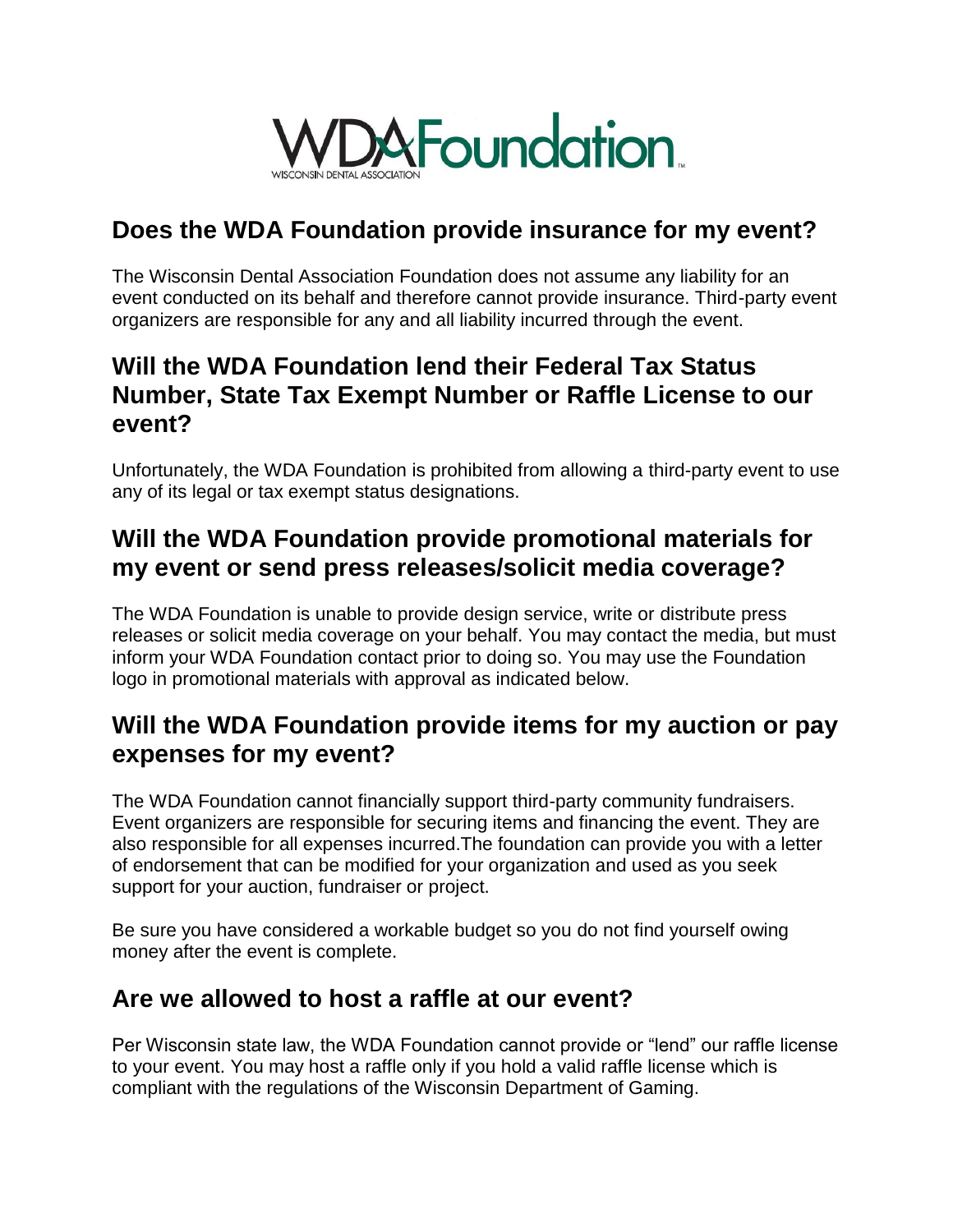WDA Foundation

WISCONSIN DENTAL ASSOCIATION

## Does the WDA Foundation provide insurance for my event?

The Wisconsin Dental Association Foundation does not assume any liability for an event conducted on its behalf and therefore cannot provide insurance. Third-party event organizers are responsible for any and all liability incurred through the event.

## Will the WDA Foundation lend their Federal Tax Status Number, State Tax Exempt Number or Raffle License to our event?

Unfortunately, the WDA Foundation is prohibited from allowing a third-party event to use any of its legal or tax exempt status designations.

## Will the WDA Foundation provide promotional materials for my event or send press releases/solicit media coverage?

The WDA Foundation is unable to provide design service, write or distribute press releases or solicit media coverage on your behalf. You may contact the media, but must inform your WDA Foundation contact prior to doing so. You may use the Foundation logo in promotional materials with approval as indicated below.

## Will the WDA Foundation provide items for my auction or pay expenses for my event?

The WDA Foundation cannot financially support third-party community fundraisers. Event organizers are responsible for securing items and financing the event. They are also responsible for all expenses incurred.The foundation can provide you with a letter of endorsement that can be modified for your organization and used as you seek support for your auction, fundraiser or project.

Be sure you have considered a workable budget so you do not find yourself owing money after the event is complete.

## Are we allowed to host a raffle at our event?

Per Wisconsin state law, the WDA Foundation cannot provide or "lend" our raffle license to your event. You may host a raffle only if you hold a valid raffle license which is compliant with the regulations of the Wisconsin Department of Gaming.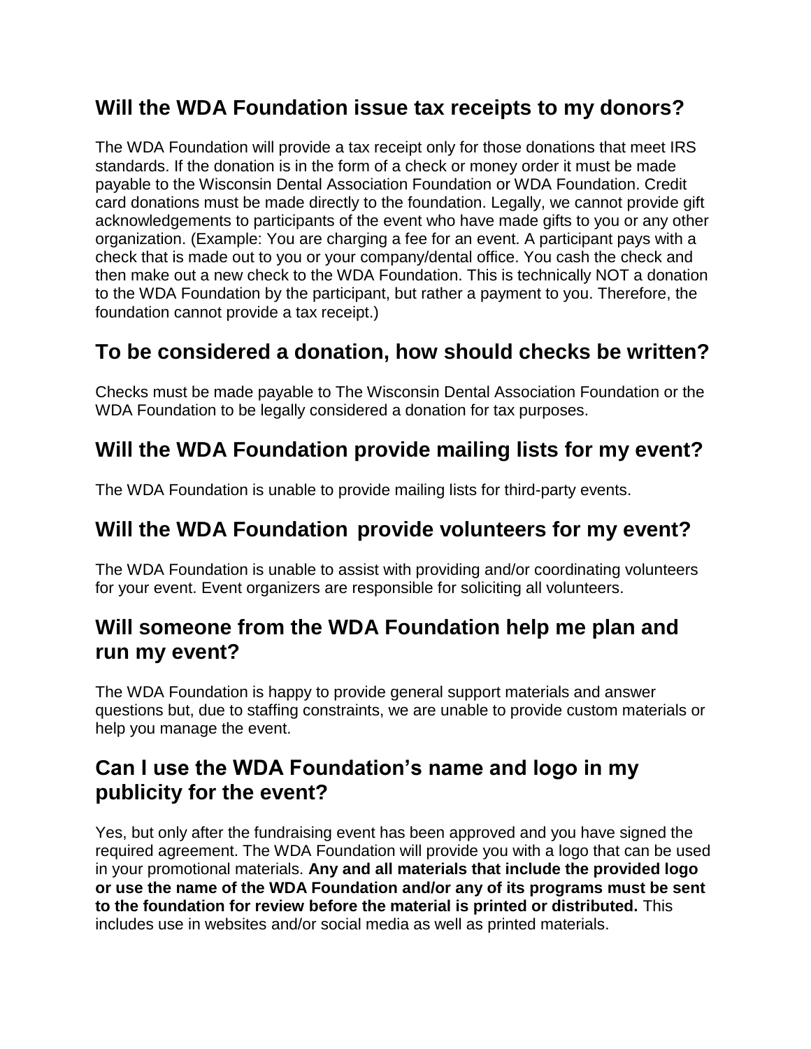## Will the WDA Foundation issue tax receipts to my donors?

The WDA Foundation will provide a tax receipt only for those donations that meet IRS standards. If the donation is in the form of a check or money order it must be made payable to the Wisconsin Dental Association Foundation or WDA Foundation. Credit card donations must be made directly to the foundation. Legally, we cannot provide gift acknowledgements to participants of the event who have made gifts to you or any other organization. (Example: You are charging a fee for an event. A participant pays with a check that is made out to you or your company/dental office. You cash the check and then make out a new check to the WDA Foundation. This is technically NOT a donation to the WDA Foundation by the participant, but rather a payment to you. Therefore, the foundation cannot provide a tax receipt.)

## To be considered a donation, how should checks be written?

Checks must be made payable to The Wisconsin Dental Association Foundation or the WDA Foundation to be legally considered a donation for tax purposes.

## Will the WDA Foundation provide mailing lists for my event?

The WDA Foundation is unable to provide mailing lists for third-party events.

## Will the WDA Foundation provide volunteers for my event?

The WDA Foundation is unable to assist with providing and/or coordinating volunteers for your event. Event organizers are responsible for soliciting all volunteers.

## Will someone from the WDA Foundation help me plan and run my event?

The WDA Foundation is happy to provide general support materials and answer questions but, due to staffing constraints, we are unable to provide custom materials or help you manage the event.

## Can I use the WDA Foundation's name and logo in my publicity for the event?

Yes, but only after the fundraising event has been approved and you have signed the required agreement. The WDA Foundation will provide you with a logo that can be used in your promotional materials. **Any and all materials that include the provided logo or use the name of the WDA Foundation and/or any of its programs must be sent to the foundation for review before the material is printed or distributed.** This includes use in websites and/or social media as well as printed materials.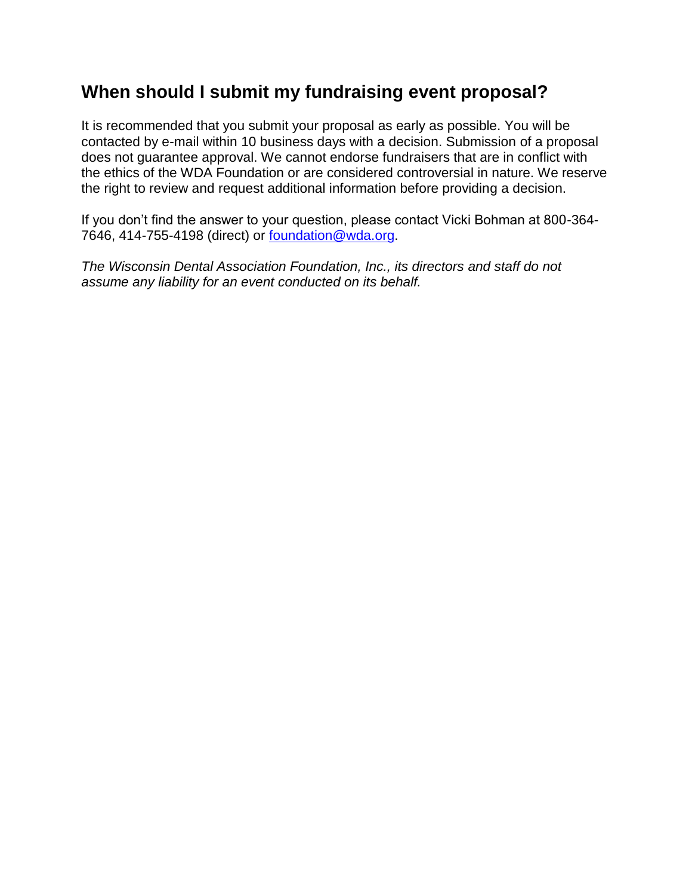## When should I submit my fundraising event proposal?

It is recommended that you submit your proposal as early as possible. You will be contacted by e-mail within 10 business days with a decision. Submission of a proposal does not guarantee approval. We cannot endorse fundraisers that are in conflict with the ethics of the WDA Foundation or are considered controversial in nature. We reserve the right to review and request additional information before providing a decision.

If you don't find the answer to your question, please contact Vicki Bohman at 800-364-7646, 414-755-4198 (direct) or [foundation@wda.org](mailto:foundation@wda.org).

*The Wisconsin Dental Association Foundation, Inc., its directors and staff do not assume any liability for an event conducted on its behalf.*